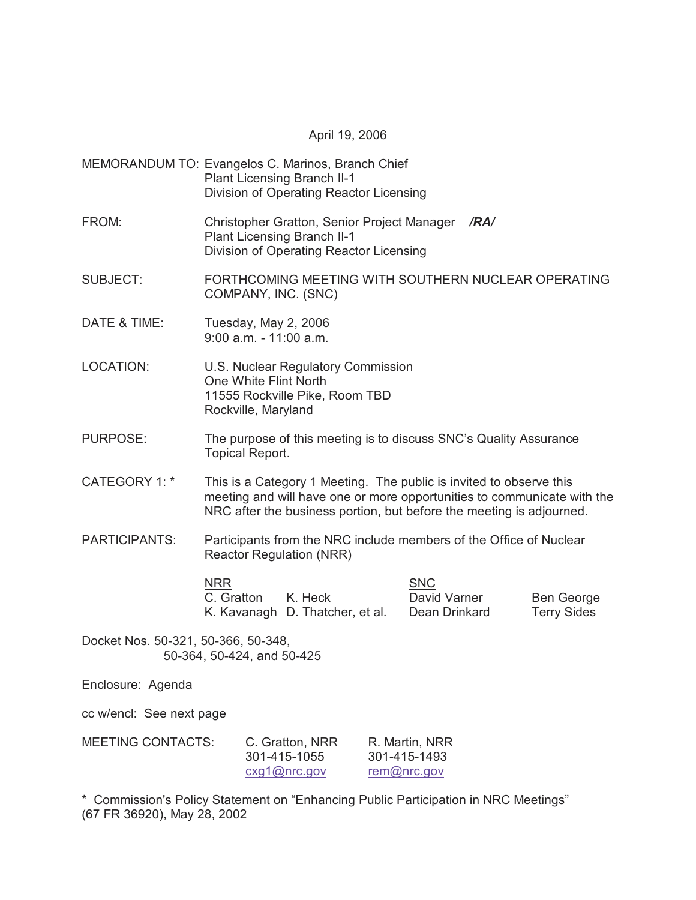April 19, 2006

MEMORANDUM TO: Evangelos C. Marinos, Branch Chief
Plant Licensing Branch II-1
Division of Operating Reactor Licensing

FROM: Christopher Gratton, Senior Project Manager **/RA/**
Plant Licensing Branch II-1
Division of Operating Reactor Licensing

SUBJECT: FORTHCOMING MEETING WITH SOUTHERN NUCLEAR OPERATING COMPANY, INC. (SNC)

DATE & TIME: Tuesday, May 2, 2006
9:00 a.m. - 11:00 a.m.

LOCATION: U.S. Nuclear Regulatory Commission
One White Flint North
11555 Rockville Pike, Room TBD
Rockville, Maryland

PURPOSE: The purpose of this meeting is to discuss SNC's Quality Assurance Topical Report.

CATEGORY 1: * This is a Category 1 Meeting. The public is invited to observe this meeting and will have one or more opportunities to communicate with the NRC after the business portion, but before the meeting is adjourned.

PARTICIPANTS: Participants from the NRC include members of the Office of Nuclear Reactor Regulation (NRR)

| NRR | | SNC | |
|---|---|---|---|
| C. Gratton | K. Heck | David Varner | Ben George |
| K. Kavanagh | D. Thatcher, et al. | Dean Drinkard | Terry Sides |

Docket Nos. 50-321, 50-366, 50-348,
50-364, 50-424, and 50-425

Enclosure: Agenda

cc w/encl: See next page

MEETING CONTACTS:

| C. Gratton, NRR | R. Martin, NRR |
|---|---|
| 301-415-1055 | 301-415-1493 |
| cxg1@nrc.gov | rem@nrc.gov |

\* Commission's Policy Statement on "Enhancing Public Participation in NRC Meetings" (67 FR 36920), May 28, 2002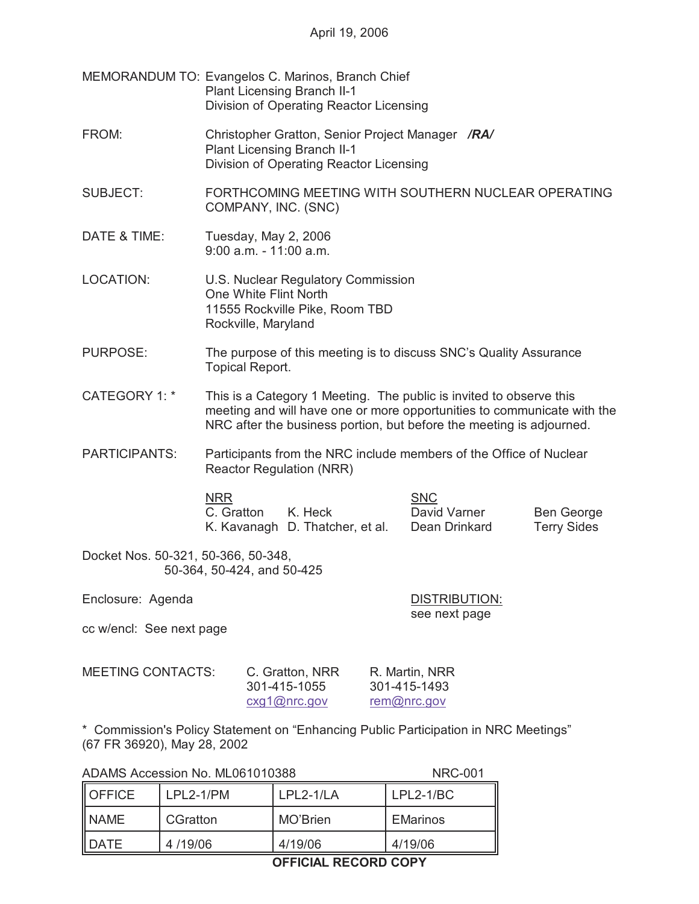April 19, 2006

MEMORANDUM TO: Evangelos C. Marinos, Branch Chief
Plant Licensing Branch II-1
Division of Operating Reactor Licensing

FROM: Christopher Gratton, Senior Project Manager ***/RA/***
Plant Licensing Branch II-1
Division of Operating Reactor Licensing

SUBJECT: FORTHCOMING MEETING WITH SOUTHERN NUCLEAR OPERATING COMPANY, INC. (SNC)

DATE & TIME: Tuesday, May 2, 2006
9:00 a.m. - 11:00 a.m.

LOCATION: U.S. Nuclear Regulatory Commission
One White Flint North
11555 Rockville Pike, Room TBD
Rockville, Maryland

PURPOSE: The purpose of this meeting is to discuss SNC's Quality Assurance Topical Report.

CATEGORY 1: * This is a Category 1 Meeting. The public is invited to observe this meeting and will have one or more opportunities to communicate with the NRC after the business portion, but before the meeting is adjourned.

PARTICIPANTS: Participants from the NRC include members of the Office of Nuclear Reactor Regulation (NRR)

| NRR | | SNC | |
|---|---|---|---|
| C. Gratton | K. Heck | David Varner | Ben George |
| K. Kavanagh | D. Thatcher, et al. | Dean Drinkard | Terry Sides |

Docket Nos. 50-321, 50-366, 50-348,
50-364, 50-424, and 50-425

Enclosure: Agenda

DISTRIBUTION:
see next page

cc w/encl: See next page

MEETING CONTACTS:

| C. Gratton, NRR | R. Martin, NRR |
|---|---|
| 301-415-1055 | 301-415-1493 |
| cxg1@nrc.gov | rem@nrc.gov |

\* Commission's Policy Statement on "Enhancing Public Participation in NRC Meetings" (67 FR 36920), May 28, 2002

ADAMS Accession No. ML061010388 NRC-001

| OFFICE | LPL2-1/PM | LPL2-1/LA | LPL2-1/BC |
|---|---|---|---|
| NAME | CGratton | MO'Brien | EMarinos |
| DATE | 4 /19/06 | 4/19/06 | 4/19/06 |

**OFFICIAL RECORD COPY**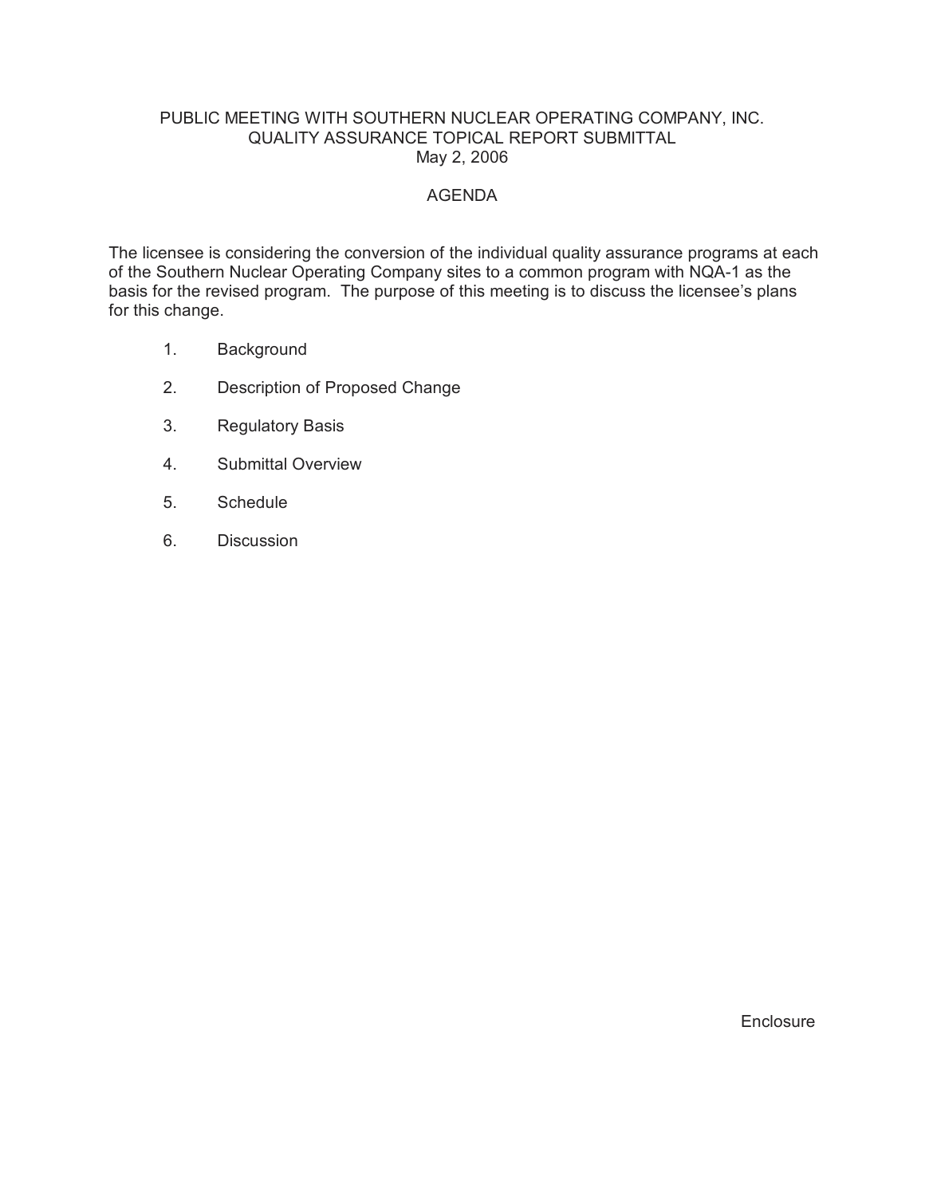# PUBLIC MEETING WITH SOUTHERN NUCLEAR OPERATING COMPANY, INC.
## QUALITY ASSURANCE TOPICAL REPORT SUBMITTAL
May 2, 2006

## AGENDA

The licensee is considering the conversion of the individual quality assurance programs at each of the Southern Nuclear Operating Company sites to a common program with NQA-1 as the basis for the revised program. The purpose of this meeting is to discuss the licensee's plans for this change.

1. Background
2. Description of Proposed Change
3. Regulatory Basis
4. Submittal Overview
5. Schedule
6. Discussion

Enclosure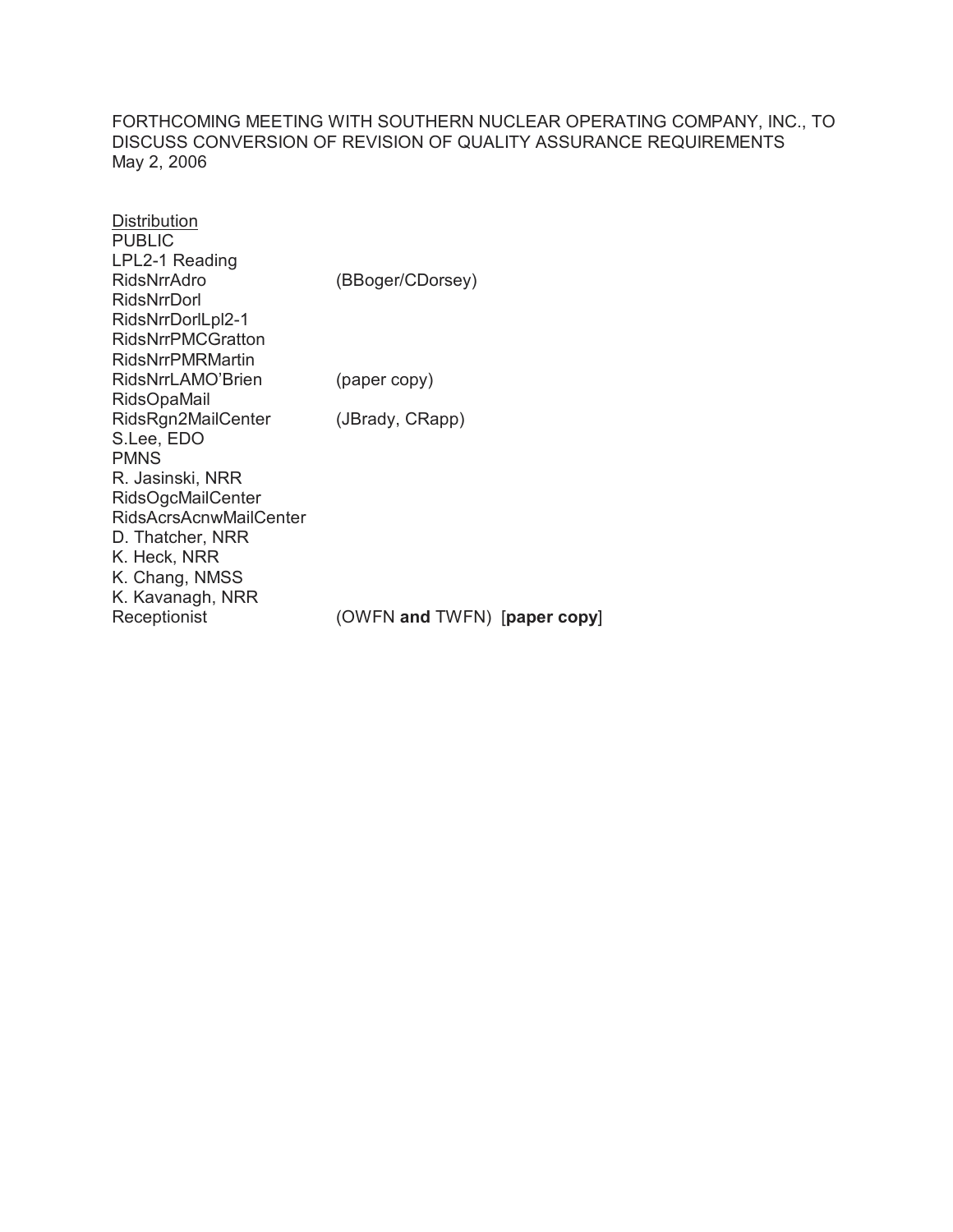FORTHCOMING MEETING WITH SOUTHERN NUCLEAR OPERATING COMPANY, INC., TO DISCUSS CONVERSION OF REVISION OF QUALITY ASSURANCE REQUIREMENTS
May 2, 2006

Distribution

| | |
|---|---|
| PUBLIC | |
| LPL2-1 Reading | |
| RidsNrrAdro | (BBoger/CDorsey) |
| RidsNrrDorl | |
| RidsNrrDorlLpl2-1 | |
| RidsNrrPMCGratton | |
| RidsNrrPMRMartin | |
| RidsNrrLAMO'Brien | (paper copy) |
| RidsOpaMail | |
| RidsRgn2MailCenter | (JBrady, CRapp) |
| S.Lee, EDO | |
| PMNS | |
| R. Jasinski, NRR | |
| RidsOgcMailCenter | |
| RidsAcrsAcnwMailCenter | |
| D. Thatcher, NRR | |
| K. Heck, NRR | |
| K. Chang, NMSS | |
| K. Kavanagh, NRR | |
| Receptionist | (OWFN **and** TWFN) [**paper copy**] |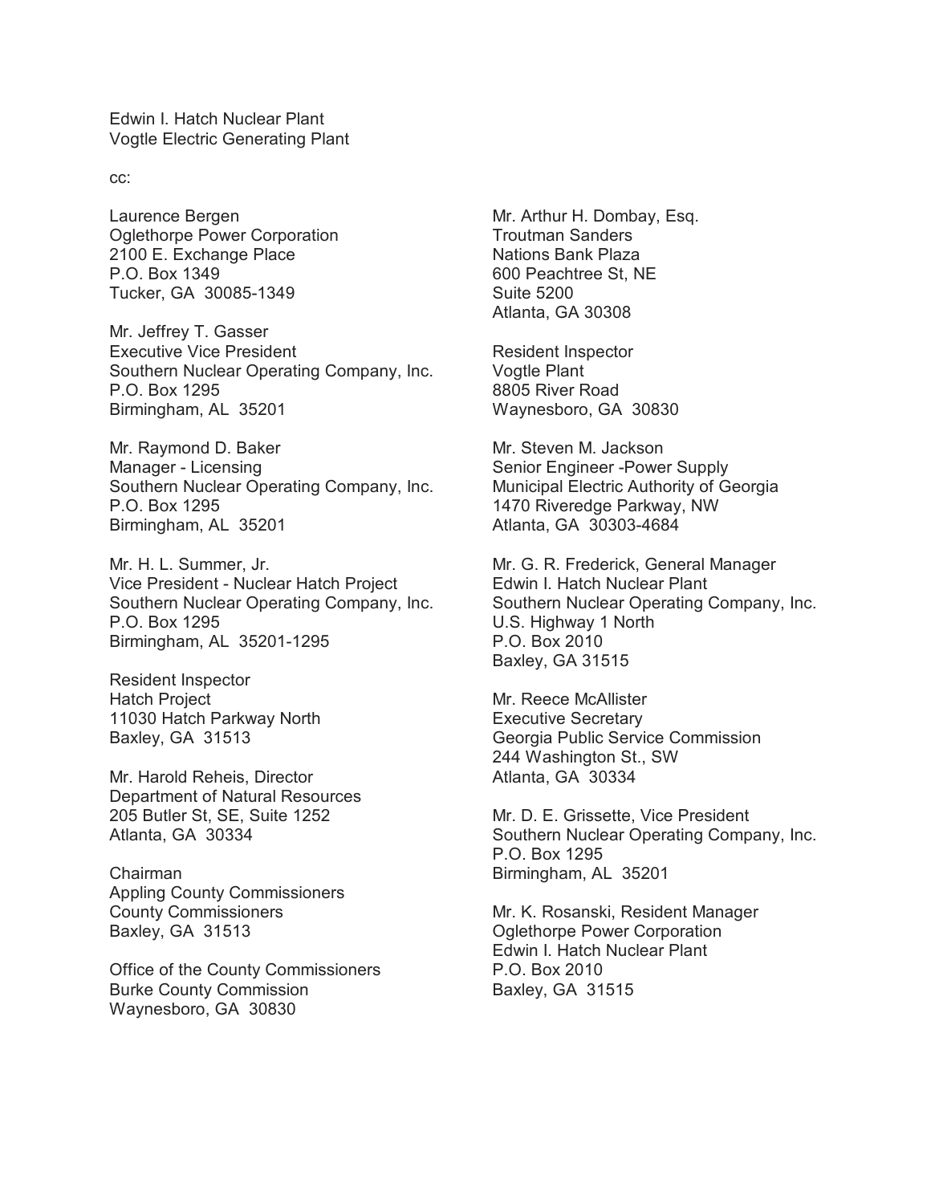Edwin I. Hatch Nuclear Plant
Vogtle Electric Generating Plant

cc:

Laurence Bergen
Oglethorpe Power Corporation
2100 E. Exchange Place
P.O. Box 1349
Tucker, GA 30085-1349

Mr. Jeffrey T. Gasser
Executive Vice President
Southern Nuclear Operating Company, Inc.
P.O. Box 1295
Birmingham, AL 35201

Mr. Raymond D. Baker
Manager - Licensing
Southern Nuclear Operating Company, Inc.
P.O. Box 1295
Birmingham, AL 35201

Mr. H. L. Summer, Jr.
Vice President - Nuclear Hatch Project
Southern Nuclear Operating Company, Inc.
P.O. Box 1295
Birmingham, AL 35201-1295

Resident Inspector
Hatch Project
11030 Hatch Parkway North
Baxley, GA 31513

Mr. Harold Reheis, Director
Department of Natural Resources
205 Butler St, SE, Suite 1252
Atlanta, GA 30334

Chairman
Appling County Commissioners
County Commissioners
Baxley, GA 31513

Office of the County Commissioners
Burke County Commission
Waynesboro, GA 30830

Mr. Arthur H. Dombay, Esq.
Troutman Sanders
Nations Bank Plaza
600 Peachtree St, NE
Suite 5200
Atlanta, GA 30308

Resident Inspector
Vogtle Plant
8805 River Road
Waynesboro, GA 30830

Mr. Steven M. Jackson
Senior Engineer -Power Supply
Municipal Electric Authority of Georgia
1470 Riveredge Parkway, NW
Atlanta, GA 30303-4684

Mr. G. R. Frederick, General Manager
Edwin I. Hatch Nuclear Plant
Southern Nuclear Operating Company, Inc.
U.S. Highway 1 North
P.O. Box 2010
Baxley, GA 31515

Mr. Reece McAllister
Executive Secretary
Georgia Public Service Commission
244 Washington St., SW
Atlanta, GA 30334

Mr. D. E. Grissette, Vice President
Southern Nuclear Operating Company, Inc.
P.O. Box 1295
Birmingham, AL 35201

Mr. K. Rosanski, Resident Manager
Oglethorpe Power Corporation
Edwin I. Hatch Nuclear Plant
P.O. Box 2010
Baxley, GA 31515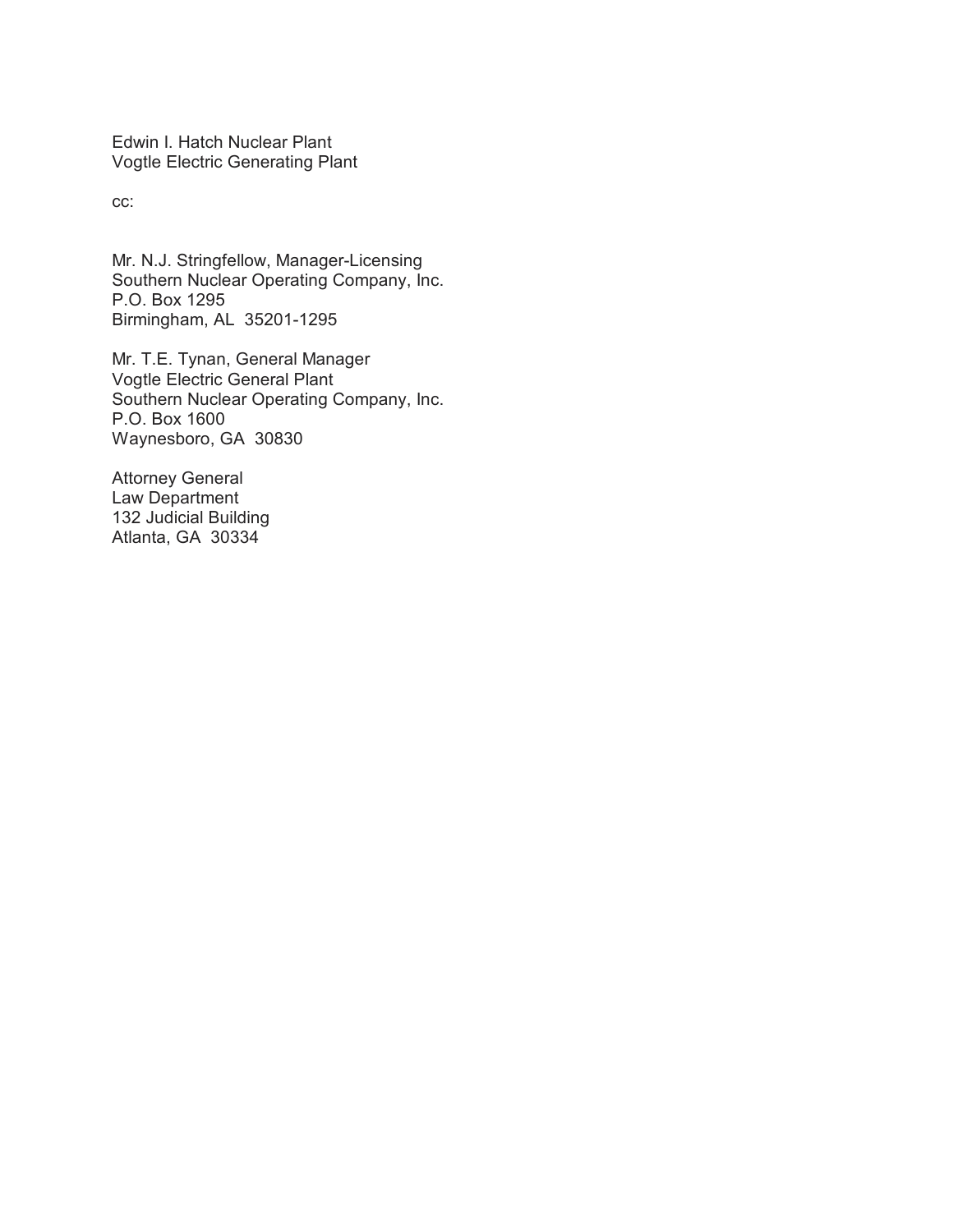Edwin I. Hatch Nuclear Plant
Vogtle Electric Generating Plant

cc:

Mr. N.J. Stringfellow, Manager-Licensing
Southern Nuclear Operating Company, Inc.
P.O. Box 1295
Birmingham, AL 35201-1295

Mr. T.E. Tynan, General Manager
Vogtle Electric General Plant
Southern Nuclear Operating Company, Inc.
P.O. Box 1600
Waynesboro, GA 30830

Attorney General
Law Department
132 Judicial Building
Atlanta, GA 30334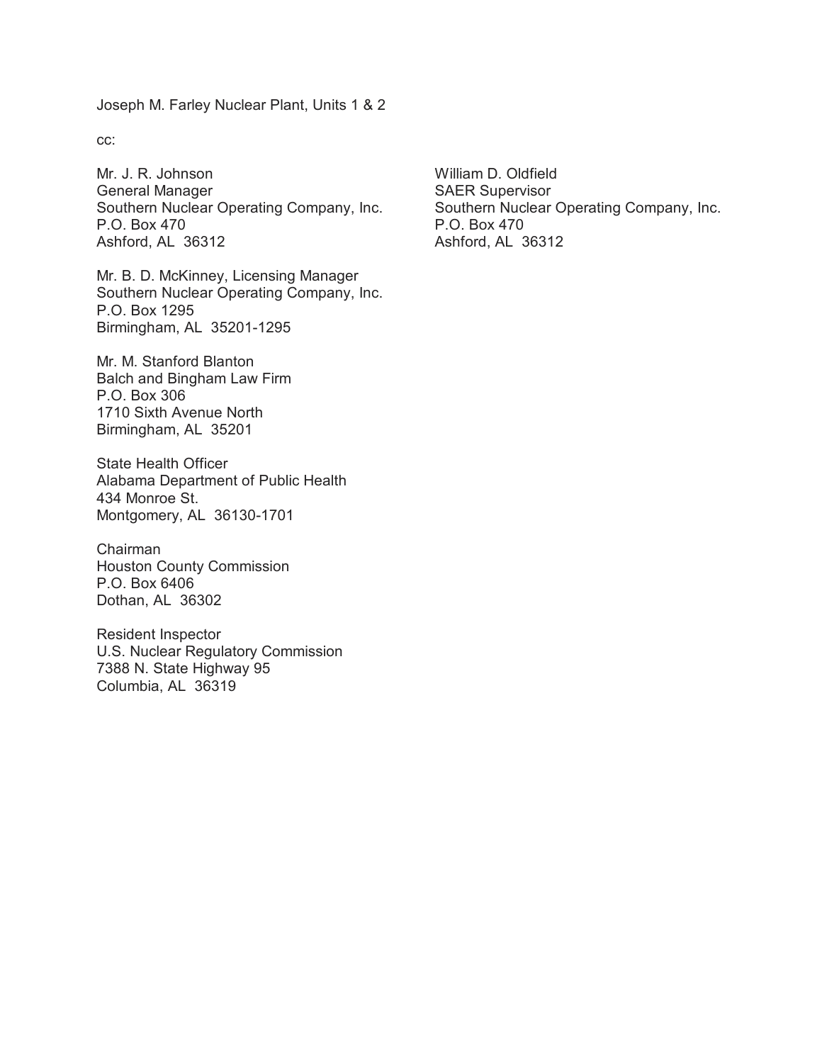Joseph M. Farley Nuclear Plant, Units 1 & 2

cc:

Mr. J. R. Johnson
General Manager
Southern Nuclear Operating Company, Inc.
P.O. Box 470
Ashford, AL 36312

Mr. B. D. McKinney, Licensing Manager
Southern Nuclear Operating Company, Inc.
P.O. Box 1295
Birmingham, AL 35201-1295

Mr. M. Stanford Blanton
Balch and Bingham Law Firm
P.O. Box 306
1710 Sixth Avenue North
Birmingham, AL 35201

State Health Officer
Alabama Department of Public Health
434 Monroe St.
Montgomery, AL 36130-1701

Chairman
Houston County Commission
P.O. Box 6406
Dothan, AL 36302

Resident Inspector
U.S. Nuclear Regulatory Commission
7388 N. State Highway 95
Columbia, AL 36319

William D. Oldfield
SAER Supervisor
Southern Nuclear Operating Company, Inc.
P.O. Box 470
Ashford, AL 36312